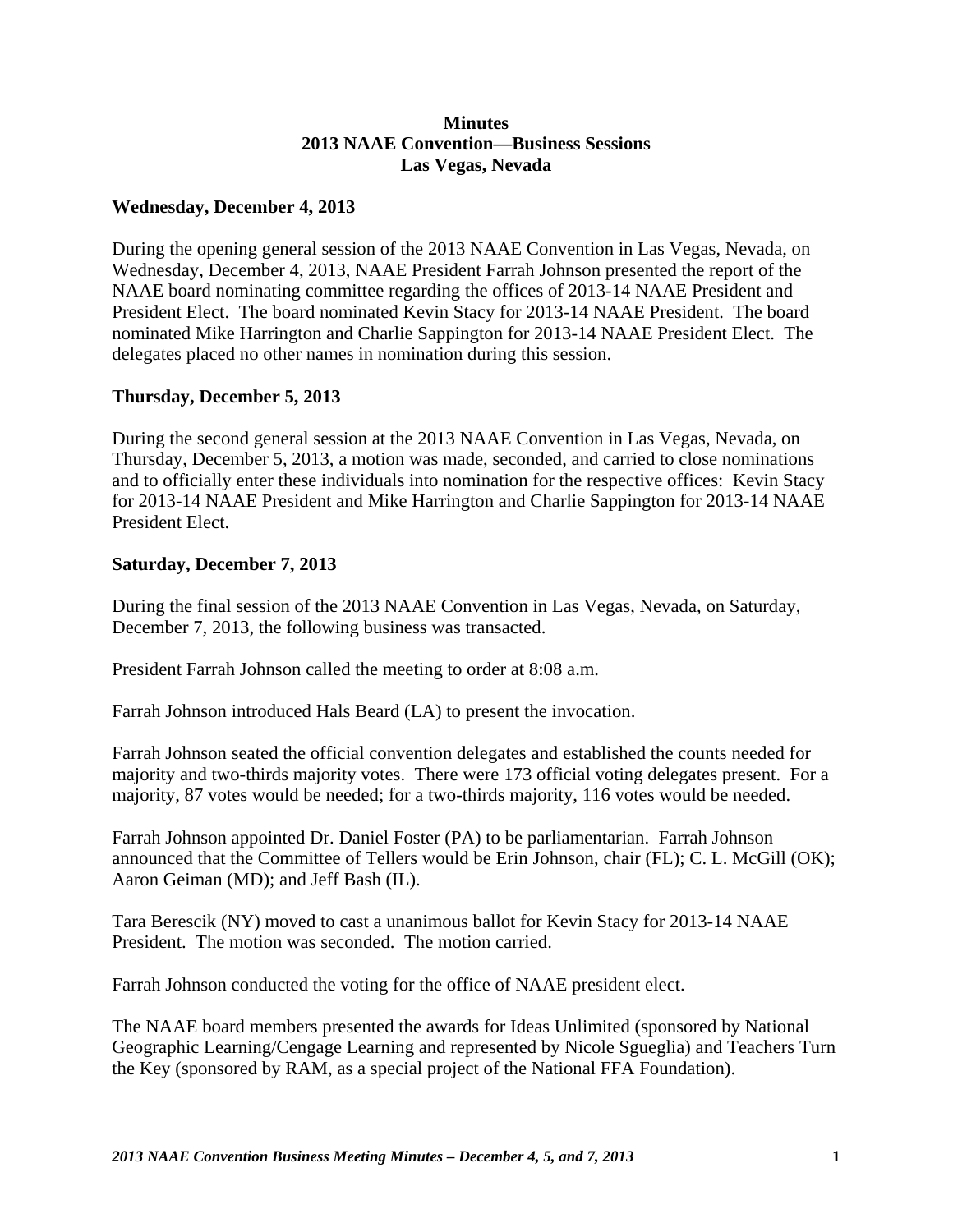# Minutes
## 2013 NAAE Convention—Business Sessions
## Las Vegas, Nevada

### Wednesday, December 4, 2013

During the opening general session of the 2013 NAAE Convention in Las Vegas, Nevada, on Wednesday, December 4, 2013, NAAE President Farrah Johnson presented the report of the NAAE board nominating committee regarding the offices of 2013-14 NAAE President and President Elect. The board nominated Kevin Stacy for 2013-14 NAAE President. The board nominated Mike Harrington and Charlie Sappington for 2013-14 NAAE President Elect. The delegates placed no other names in nomination during this session.

### Thursday, December 5, 2013

During the second general session at the 2013 NAAE Convention in Las Vegas, Nevada, on Thursday, December 5, 2013, a motion was made, seconded, and carried to close nominations and to officially enter these individuals into nomination for the respective offices: Kevin Stacy for 2013-14 NAAE President and Mike Harrington and Charlie Sappington for 2013-14 NAAE President Elect.

### Saturday, December 7, 2013

During the final session of the 2013 NAAE Convention in Las Vegas, Nevada, on Saturday, December 7, 2013, the following business was transacted.

President Farrah Johnson called the meeting to order at 8:08 a.m.

Farrah Johnson introduced Hals Beard (LA) to present the invocation.

Farrah Johnson seated the official convention delegates and established the counts needed for majority and two-thirds majority votes. There were 173 official voting delegates present. For a majority, 87 votes would be needed; for a two-thirds majority, 116 votes would be needed.

Farrah Johnson appointed Dr. Daniel Foster (PA) to be parliamentarian. Farrah Johnson announced that the Committee of Tellers would be Erin Johnson, chair (FL); C. L. McGill (OK); Aaron Geiman (MD); and Jeff Bash (IL).

Tara Berescik (NY) moved to cast a unanimous ballot for Kevin Stacy for 2013-14 NAAE President. The motion was seconded. The motion carried.

Farrah Johnson conducted the voting for the office of NAAE president elect.

The NAAE board members presented the awards for Ideas Unlimited (sponsored by National Geographic Learning/Cengage Learning and represented by Nicole Sgueglia) and Teachers Turn the Key (sponsored by RAM, as a special project of the National FFA Foundation).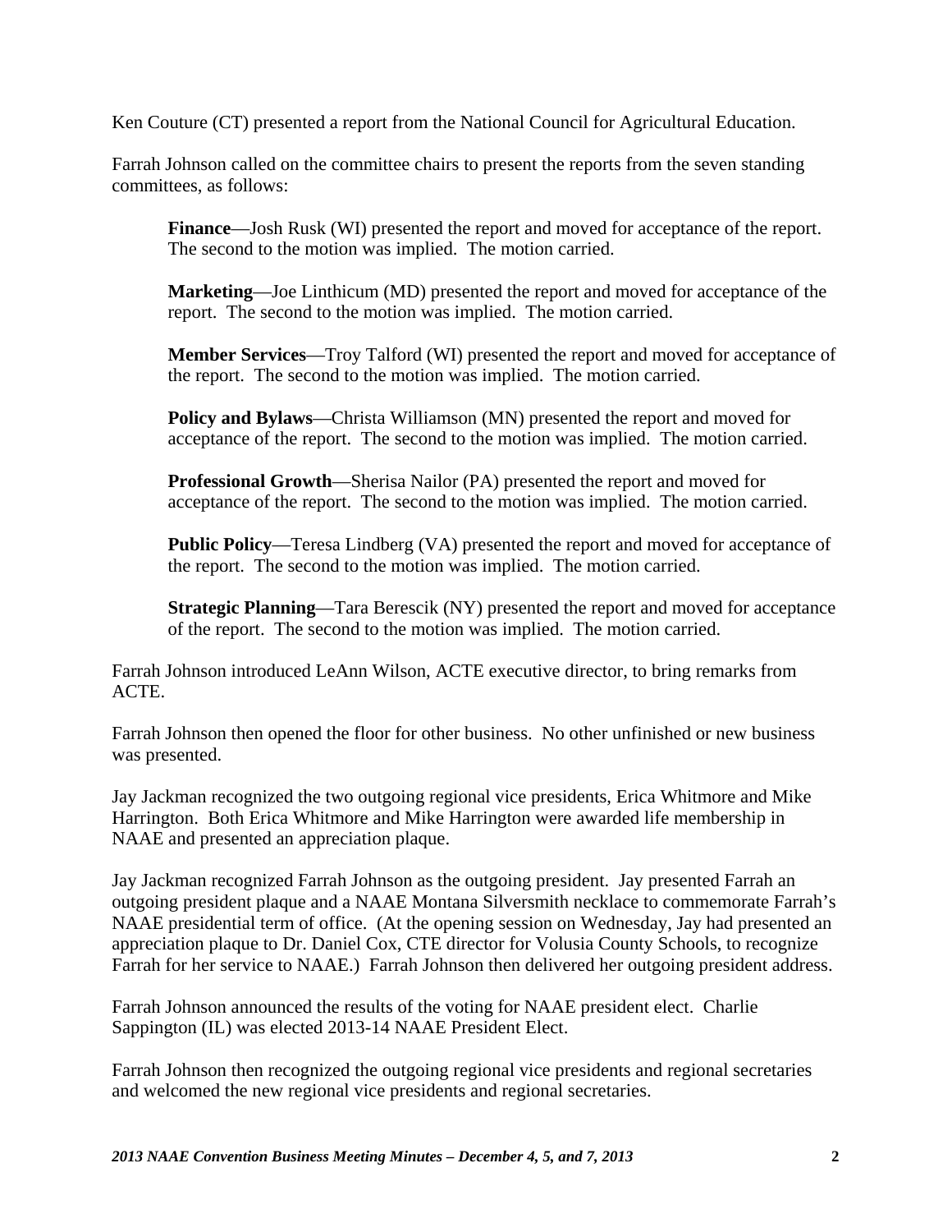Ken Couture (CT) presented a report from the National Council for Agricultural Education.

Farrah Johnson called on the committee chairs to present the reports from the seven standing committees, as follows:

> **Finance**—Josh Rusk (WI) presented the report and moved for acceptance of the report. The second to the motion was implied. The motion carried.
>
> **Marketing**—Joe Linthicum (MD) presented the report and moved for acceptance of the report. The second to the motion was implied. The motion carried.
>
> **Member Services**—Troy Talford (WI) presented the report and moved for acceptance of the report. The second to the motion was implied. The motion carried.
>
> **Policy and Bylaws**—Christa Williamson (MN) presented the report and moved for acceptance of the report. The second to the motion was implied. The motion carried.
>
> **Professional Growth**—Sherisa Nailor (PA) presented the report and moved for acceptance of the report. The second to the motion was implied. The motion carried.
>
> **Public Policy**—Teresa Lindberg (VA) presented the report and moved for acceptance of the report. The second to the motion was implied. The motion carried.
>
> **Strategic Planning**—Tara Berescik (NY) presented the report and moved for acceptance of the report. The second to the motion was implied. The motion carried.

Farrah Johnson introduced LeAnn Wilson, ACTE executive director, to bring remarks from ACTE.

Farrah Johnson then opened the floor for other business. No other unfinished or new business was presented.

Jay Jackman recognized the two outgoing regional vice presidents, Erica Whitmore and Mike Harrington. Both Erica Whitmore and Mike Harrington were awarded life membership in NAAE and presented an appreciation plaque.

Jay Jackman recognized Farrah Johnson as the outgoing president. Jay presented Farrah an outgoing president plaque and a NAAE Montana Silversmith necklace to commemorate Farrah's NAAE presidential term of office. (At the opening session on Wednesday, Jay had presented an appreciation plaque to Dr. Daniel Cox, CTE director for Volusia County Schools, to recognize Farrah for her service to NAAE.) Farrah Johnson then delivered her outgoing president address.

Farrah Johnson announced the results of the voting for NAAE president elect. Charlie Sappington (IL) was elected 2013-14 NAAE President Elect.

Farrah Johnson then recognized the outgoing regional vice presidents and regional secretaries and welcomed the new regional vice presidents and regional secretaries.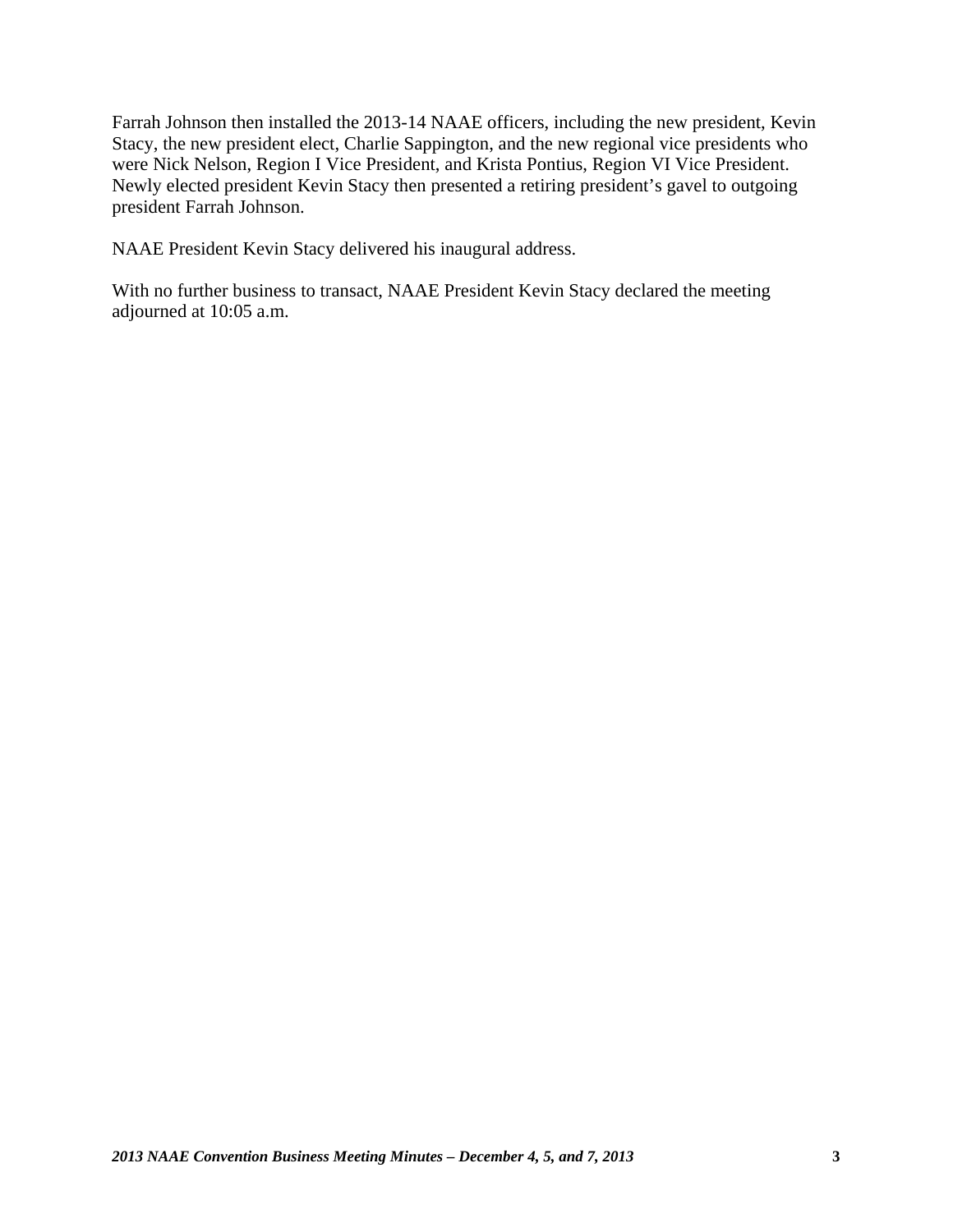Farrah Johnson then installed the 2013-14 NAAE officers, including the new president, Kevin Stacy, the new president elect, Charlie Sappington, and the new regional vice presidents who were Nick Nelson, Region I Vice President, and Krista Pontius, Region VI Vice President. Newly elected president Kevin Stacy then presented a retiring president's gavel to outgoing president Farrah Johnson.

NAAE President Kevin Stacy delivered his inaugural address.

With no further business to transact, NAAE President Kevin Stacy declared the meeting adjourned at 10:05 a.m.